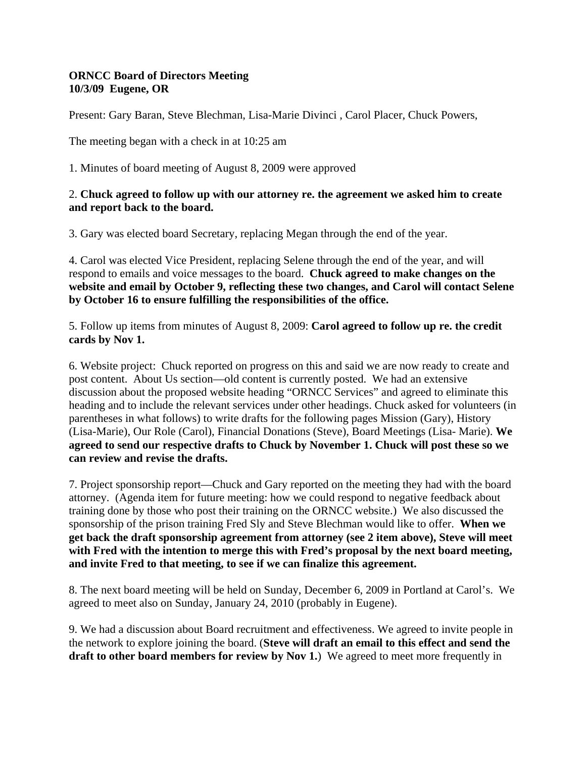**ORNCC Board of Directors Meeting**
**10/3/09 Eugene, OR**

Present: Gary Baran, Steve Blechman, Lisa-Marie Divinci , Carol Placer, Chuck Powers,

The meeting began with a check in at 10:25 am

1. Minutes of board meeting of August 8, 2009 were approved

2. **Chuck agreed to follow up with our attorney re. the agreement we asked him to create and report back to the board.**

3. Gary was elected board Secretary, replacing Megan through the end of the year.

4. Carol was elected Vice President, replacing Selene through the end of the year, and will respond to emails and voice messages to the board. **Chuck agreed to make changes on the website and email by October 9, reflecting these two changes, and Carol will contact Selene by October 16 to ensure fulfilling the responsibilities of the office.**

5. Follow up items from minutes of August 8, 2009: **Carol agreed to follow up re. the credit cards by Nov 1.**

6. Website project: Chuck reported on progress on this and said we are now ready to create and post content. About Us section—old content is currently posted. We had an extensive discussion about the proposed website heading "ORNCC Services" and agreed to eliminate this heading and to include the relevant services under other headings. Chuck asked for volunteers (in parentheses in what follows) to write drafts for the following pages Mission (Gary), History (Lisa-Marie), Our Role (Carol), Financial Donations (Steve), Board Meetings (Lisa- Marie). **We agreed to send our respective drafts to Chuck by November 1. Chuck will post these so we can review and revise the drafts.**

7. Project sponsorship report—Chuck and Gary reported on the meeting they had with the board attorney. (Agenda item for future meeting: how we could respond to negative feedback about training done by those who post their training on the ORNCC website.) We also discussed the sponsorship of the prison training Fred Sly and Steve Blechman would like to offer. **When we get back the draft sponsorship agreement from attorney (see 2 item above), Steve will meet with Fred with the intention to merge this with Fred's proposal by the next board meeting, and invite Fred to that meeting, to see if we can finalize this agreement.**

8. The next board meeting will be held on Sunday, December 6, 2009 in Portland at Carol's. We agreed to meet also on Sunday, January 24, 2010 (probably in Eugene).

9. We had a discussion about Board recruitment and effectiveness. We agreed to invite people in the network to explore joining the board. (**Steve will draft an email to this effect and send the draft to other board members for review by Nov 1.**) We agreed to meet more frequently in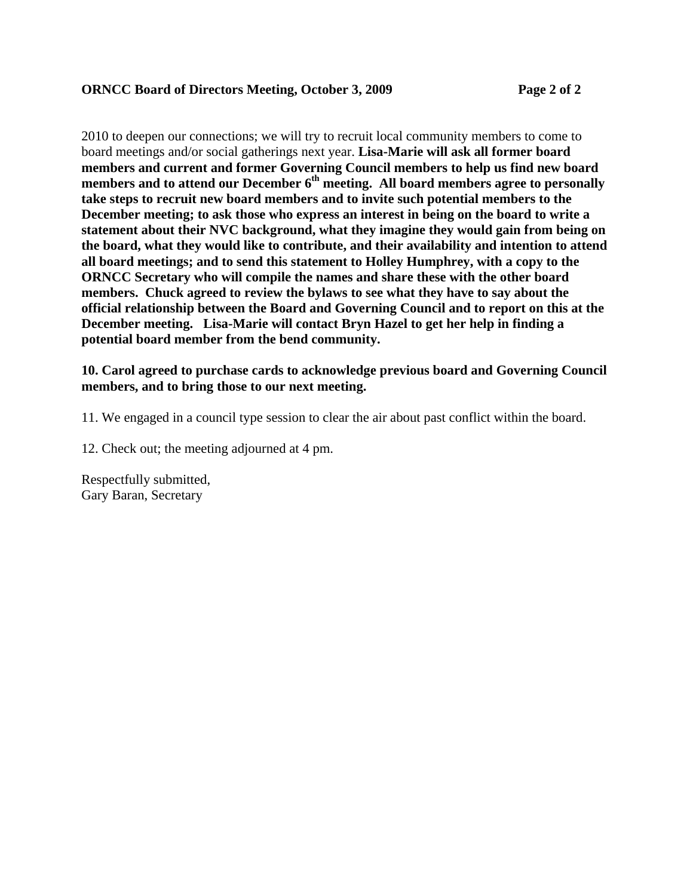2010 to deepen our connections; we will try to recruit local community members to come to board meetings and/or social gatherings next year. **Lisa-Marie will ask all former board members and current and former Governing Council members to help us find new board members and to attend our December 6th meeting. All board members agree to personally take steps to recruit new board members and to invite such potential members to the December meeting; to ask those who express an interest in being on the board to write a statement about their NVC background, what they imagine they would gain from being on the board, what they would like to contribute, and their availability and intention to attend all board meetings; and to send this statement to Holley Humphrey, with a copy to the ORNCC Secretary who will compile the names and share these with the other board members. Chuck agreed to review the bylaws to see what they have to say about the official relationship between the Board and Governing Council and to report on this at the December meeting. Lisa-Marie will contact Bryn Hazel to get her help in finding a potential board member from the bend community.**

**10. Carol agreed to purchase cards to acknowledge previous board and Governing Council members, and to bring those to our next meeting.**

11. We engaged in a council type session to clear the air about past conflict within the board.

12. Check out; the meeting adjourned at 4 pm.

Respectfully submitted,
Gary Baran, Secretary